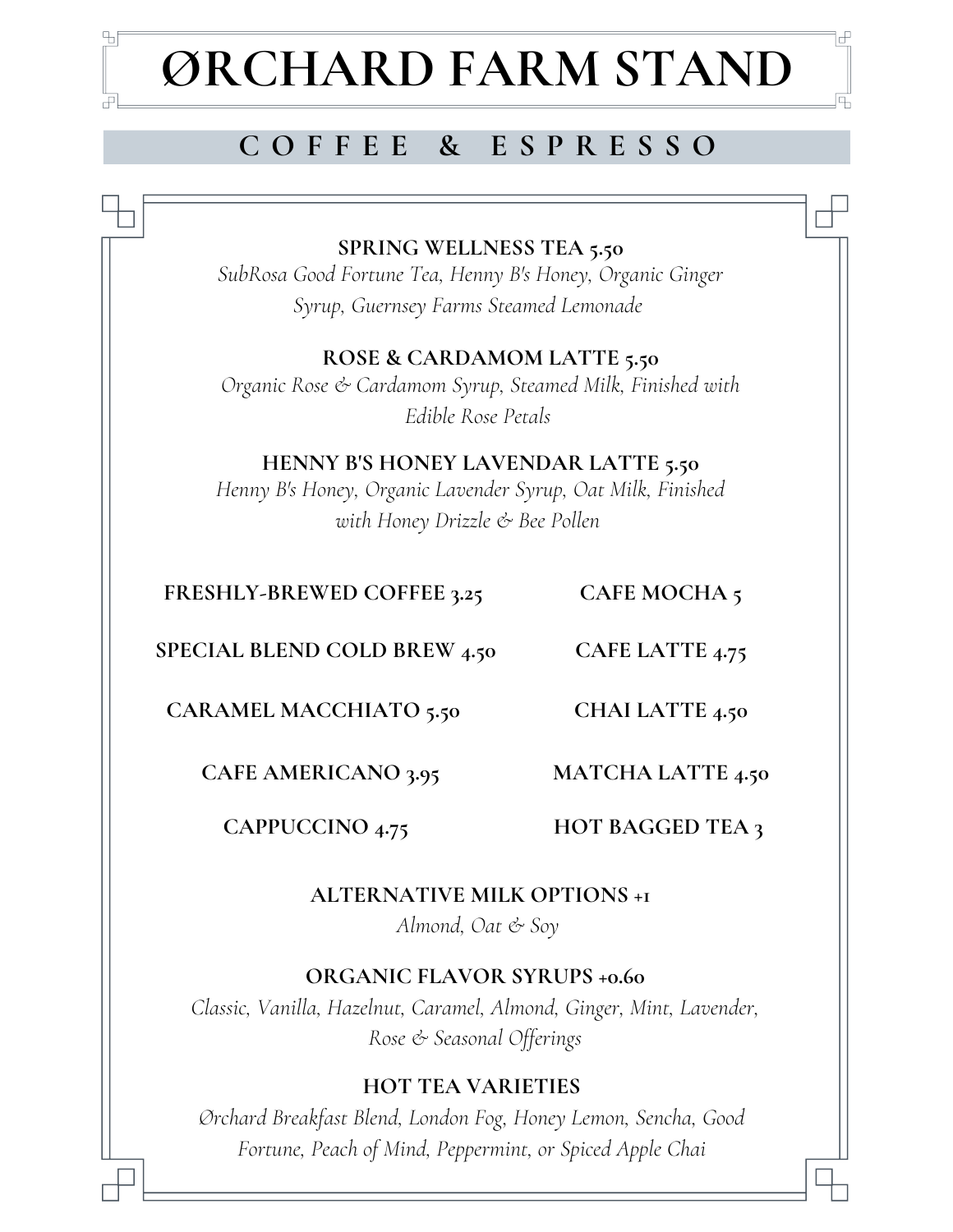# ØRCHARD FARM STAND

## COFFEE & ESPRESSO

**SPRING WELLNESS TEA 5.50**
*SubRosa Good Fortune Tea, Henny B's Honey, Organic Ginger Syrup, Guernsey Farms Steamed Lemonade*

**ROSE & CARDAMOM LATTE 5.50**
*Organic Rose & Cardamom Syrup, Steamed Milk, Finished with Edible Rose Petals*

**HENNY B'S HONEY LAVENDAR LATTE 5.50**
*Henny B's Honey, Organic Lavender Syrup, Oat Milk, Finished with Honey Drizzle & Bee Pollen*

**FRESHLY-BREWED COFFEE 3.25**

**SPECIAL BLEND COLD BREW 4.50**

**CARAMEL MACCHIATO 5.50**

**CAFE AMERICANO 3.95**

**CAPPUCCINO 4.75**

**CAFE MOCHA 5**

**CAFE LATTE 4.75**

**CHAI LATTE 4.50**

**MATCHA LATTE 4.50**

**HOT BAGGED TEA 3**

**ALTERNATIVE MILK OPTIONS +1**
*Almond, Oat & Soy*

**ORGANIC FLAVOR SYRUPS +0.60**
*Classic, Vanilla, Hazelnut, Caramel, Almond, Ginger, Mint, Lavender, Rose & Seasonal Offerings*

**HOT TEA VARIETIES**
*Ørchard Breakfast Blend, London Fog, Honey Lemon, Sencha, Good Fortune, Peach of Mind, Peppermint, or Spiced Apple Chai*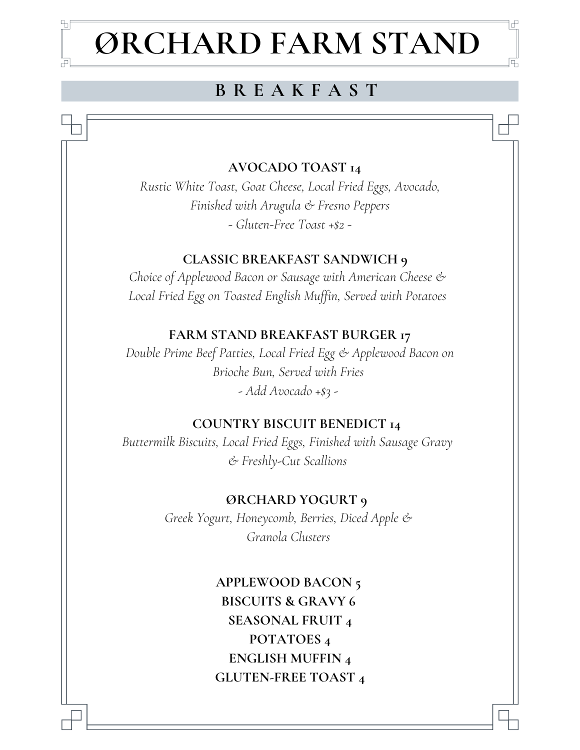# ØRCHARD FARM STAND

## BREAKFAST

**AVOCADO TOAST 14**
*Rustic White Toast, Goat Cheese, Local Fried Eggs, Avocado, Finished with Arugula & Fresno Peppers*
*- Gluten-Free Toast +$2 -*

**CLASSIC BREAKFAST SANDWICH 9**
*Choice of Applewood Bacon or Sausage with American Cheese & Local Fried Egg on Toasted English Muffin, Served with Potatoes*

**FARM STAND BREAKFAST BURGER 17**
*Double Prime Beef Patties, Local Fried Egg & Applewood Bacon on Brioche Bun, Served with Fries*
*- Add Avocado +$3 -*

**COUNTRY BISCUIT BENEDICT 14**
*Buttermilk Biscuits, Local Fried Eggs, Finished with Sausage Gravy & Freshly-Cut Scallions*

**ØRCHARD YOGURT 9**
*Greek Yogurt, Honeycomb, Berries, Diced Apple & Granola Clusters*

**APPLEWOOD BACON 5**
**BISCUITS & GRAVY 6**
**SEASONAL FRUIT 4**
**POTATOES 4**
**ENGLISH MUFFIN 4**
**GLUTEN-FREE TOAST 4**